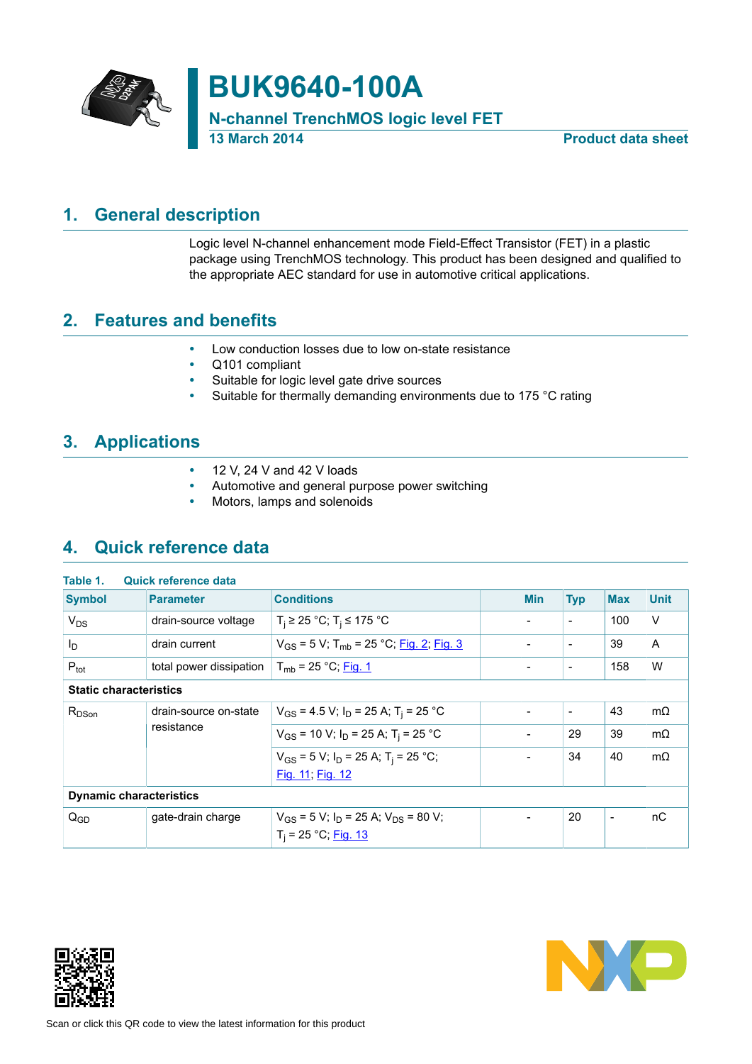# BUK9640-100A

**N-channel TrenchMOS logic level FET**

**13 March 2014** **Product data sheet**

## 1. General description

Logic level N-channel enhancement mode Field-Effect Transistor (FET) in a plastic package using TrenchMOS technology. This product has been designed and qualified to the appropriate AEC standard for use in automotive critical applications.

## 2. Features and benefits

- Low conduction losses due to low on-state resistance
- Q101 compliant
- Suitable for logic level gate drive sources
- Suitable for thermally demanding environments due to 175 °C rating

## 3. Applications

- 12 V, 24 V and 42 V loads
- Automotive and general purpose power switching
- Motors, lamps and solenoids

## 4. Quick reference data

**Table 1. Quick reference data**

| Symbol | Parameter | Conditions | Min | Typ | Max | Unit |
|---|---|---|---|---|---|---|
| $V_{DS}$ | drain-source voltage | $T_j$ ≥ 25 °C; $T_j$ ≤ 175 °C | - | - | 100 | V |
| $I_D$ | drain current | $V_{GS}$ = 5 V; $T_{mb}$ = 25 °C; Fig. 2; Fig. 3 | - | - | 39 | A |
| $P_{tot}$ | total power dissipation | $T_{mb}$ = 25 °C; Fig. 1 | - | - | 158 | W |
| **Static characteristics** | | | | | | |
| $R_{DSon}$ | drain-source on-state resistance | $V_{GS}$ = 4.5 V; $I_D$ = 25 A; $T_j$ = 25 °C | - | - | 43 | mΩ |
| | | $V_{GS}$ = 10 V; $I_D$ = 25 A; $T_j$ = 25 °C | - | 29 | 39 | mΩ |
| | | $V_{GS}$ = 5 V; $I_D$ = 25 A; $T_j$ = 25 °C; Fig. 11; Fig. 12 | - | 34 | 40 | mΩ |
| **Dynamic characteristics** | | | | | | |
| $Q_{GD}$ | gate-drain charge | $V_{GS}$ = 5 V; $I_D$ = 25 A; $V_{DS}$ = 80 V; $T_j$ = 25 °C; Fig. 13 | - | 20 | - | nC |

Scan or click this QR code to view the latest information for this product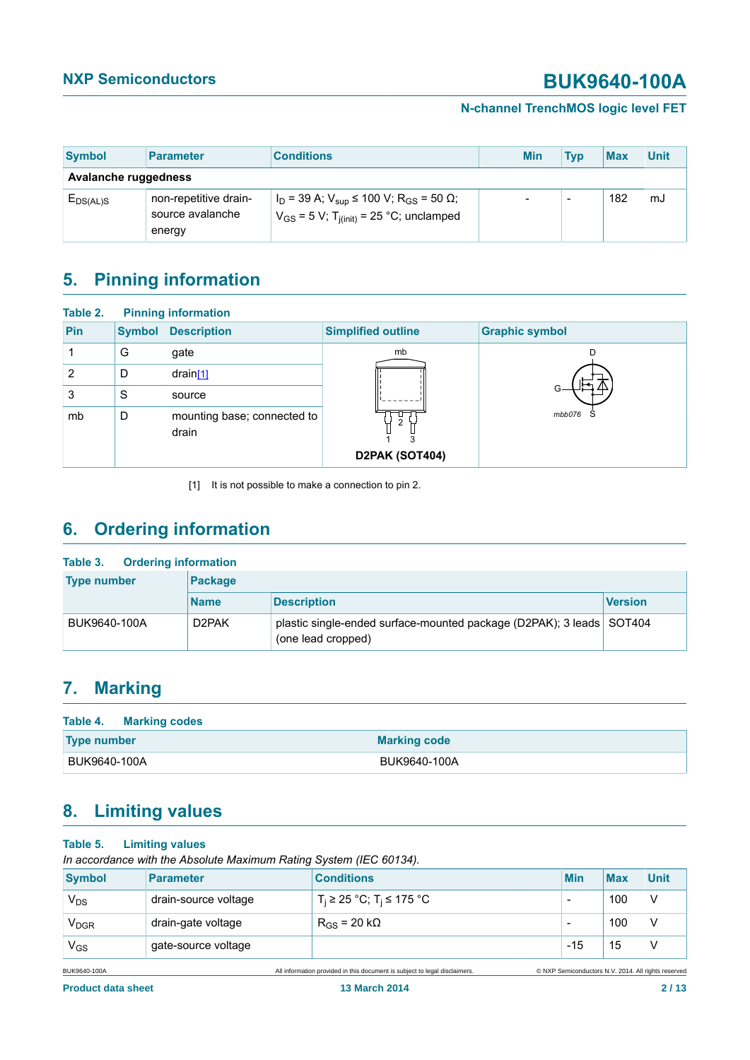| Symbol | Parameter | Conditions | Min | Typ | Max | Unit |
|---|---|---|---|---|---|---|
| **Avalanche ruggedness** | | | | | | |
| $E_{DS(AL)S}$ | non-repetitive drain-source avalanche energy | $I_D$ = 39 A; $V_{sup}$ ≤ 100 V; $R_{GS}$ = 50 Ω; $V_{GS}$ = 5 V; $T_{j(init)}$ = 25 °C; unclamped | - | - | 182 | mJ |

## 5. Pinning information

**Table 2. Pinning information**

| Pin | Symbol | Description | Simplified outline | Graphic symbol |
|---|---|---|---|---|
| 1 | G | gate | D2PAK (SOT404) | |
| 2 | D | drain[1] | | |
| 3 | S | source | | |
| mb | D | mounting base; connected to drain | | |

[1] It is not possible to make a connection to pin 2.

## 6. Ordering information

**Table 3. Ordering information**

| Type number | Package | | |
|---|---|---|---|
| | Name | Description | Version |
| BUK9640-100A | D2PAK | plastic single-ended surface-mounted package (D2PAK); 3 leads (one lead cropped) | SOT404 |

## 7. Marking

**Table 4. Marking codes**

| Type number | Marking code |
|---|---|
| BUK9640-100A | BUK9640-100A |

## 8. Limiting values

**Table 5. Limiting values**

*In accordance with the Absolute Maximum Rating System (IEC 60134).*

| Symbol | Parameter | Conditions | Min | Max | Unit |
|---|---|---|---|---|---|
| $V_{DS}$ | drain-source voltage | $T_j$ ≥ 25 °C; $T_j$ ≤ 175 °C | - | 100 | V |
| $V_{DGR}$ | drain-gate voltage | $R_{GS}$ = 20 kΩ | - | 100 | V |
| $V_{GS}$ | gate-source voltage | | -15 | 15 | V |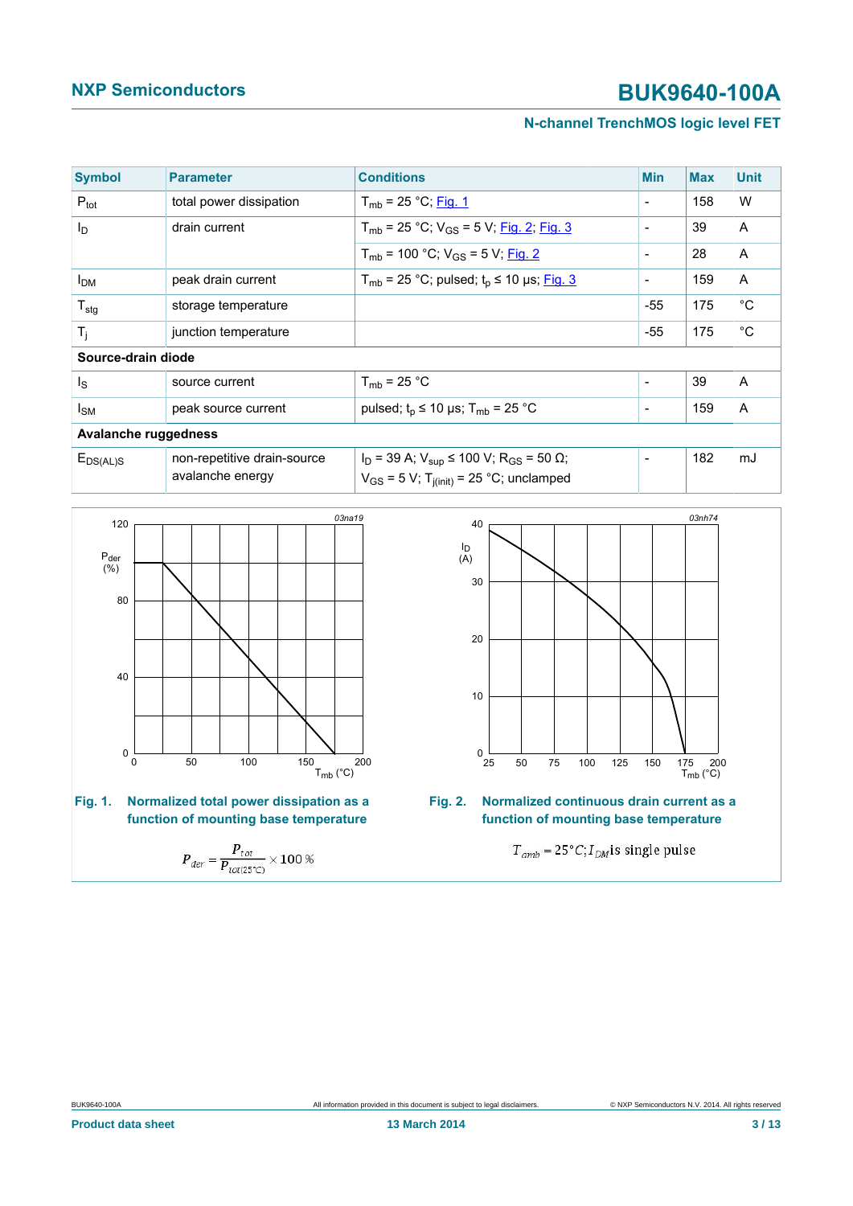| Symbol | Parameter | Conditions | Min | Max | Unit |
|---|---|---|---|---|---|
| $P_{tot}$ | total power dissipation | $T_{mb}$ = 25 °C; Fig. 1 | - | 158 | W |
| $I_D$ | drain current | $T_{mb}$ = 25 °C; $V_{GS}$ = 5 V; Fig. 2; Fig. 3 | - | 39 | A |
| | | $T_{mb}$ = 100 °C; $V_{GS}$ = 5 V; Fig. 2 | - | 28 | A |
| $I_{DM}$ | peak drain current | $T_{mb}$ = 25 °C; pulsed; $t_p$ ≤ 10 µs; Fig. 3 | - | 159 | A |
| $T_{stg}$ | storage temperature | | -55 | 175 | °C |
| $T_j$ | junction temperature | | -55 | 175 | °C |
| **Source-drain diode** | | | | | |
| $I_S$ | source current | $T_{mb}$ = 25 °C | - | 39 | A |
| $I_{SM}$ | peak source current | pulsed; $t_p$ ≤ 10 µs; $T_{mb}$ = 25 °C | - | 159 | A |
| **Avalanche ruggedness** | | | | | |
| $E_{DS(AL)S}$ | non-repetitive drain-source avalanche energy | $I_D$ = 39 A; $V_{sup}$ ≤ 100 V; $R_{GS}$ = 50 Ω; $V_{GS}$ = 5 V; $T_{j(init)}$ = 25 °C; unclamped | - | 182 | mJ |

**Fig. 1. Normalized total power dissipation as a function of mounting base temperature**

$$P_{der} = \frac{P_{tot}}{P_{tot(25^{\circ}C)}} \times 100\,\%$$

**Fig. 2. Normalized continuous drain current as a function of mounting base temperature**

$T_{amb} = 25°C; I_{DM}$ is single pulse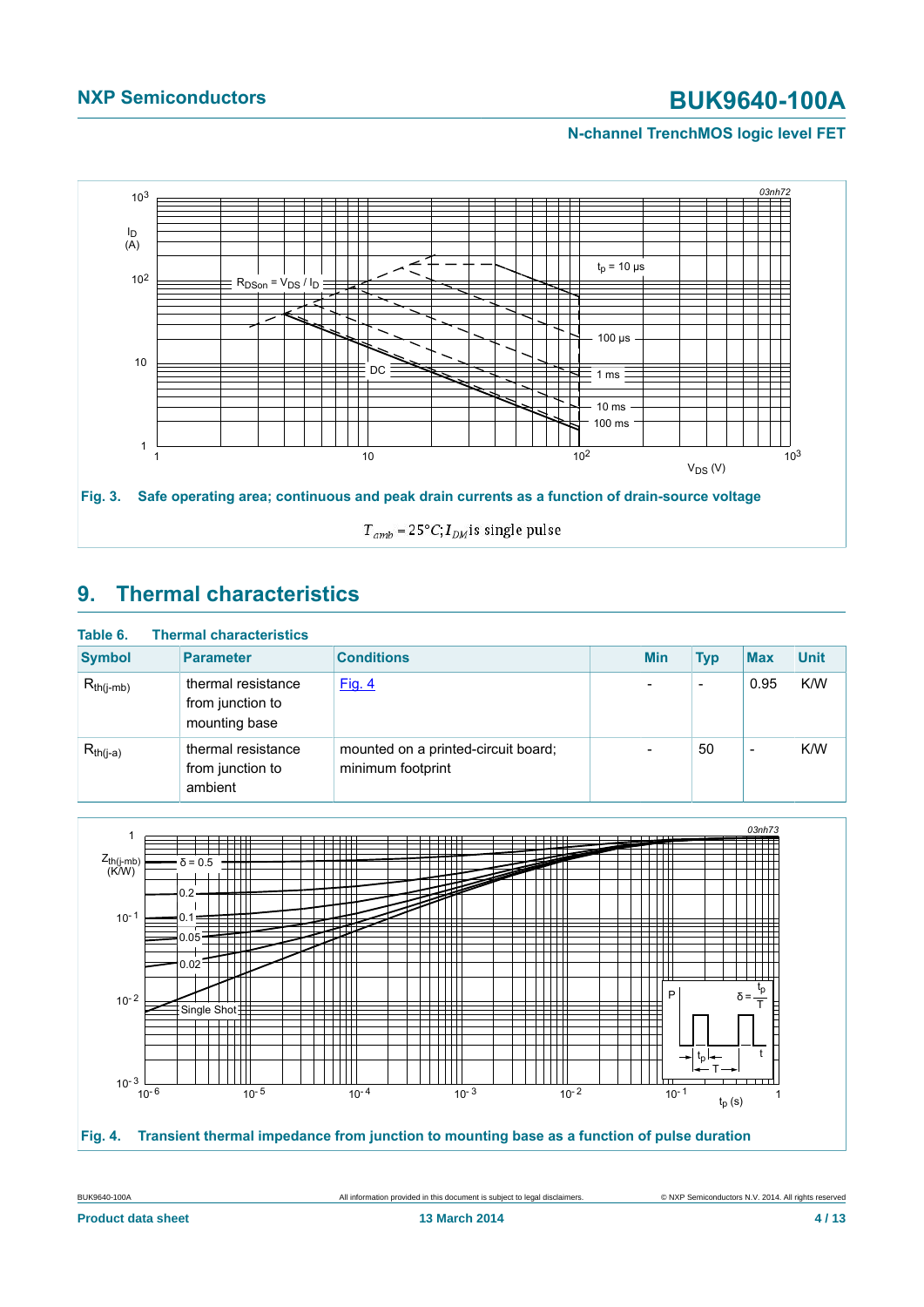Fig. 3. Safe operating area; continuous and peak drain currents as a function of drain-source voltage

$T_{amb} = 25°C; I_{DM}$ is single pulse

## 9. Thermal characteristics

**Table 6. Thermal characteristics**

| Symbol | Parameter | Conditions | Min | Typ | Max | Unit |
|---|---|---|---|---|---|---|
| $R_{th(j-mb)}$ | thermal resistance from junction to mounting base | Fig. 4 | - | - | 0.95 | K/W |
| $R_{th(j-a)}$ | thermal resistance from junction to ambient | mounted on a printed-circuit board; minimum footprint | - | 50 | - | K/W |

Fig. 4. Transient thermal impedance from junction to mounting base as a function of pulse duration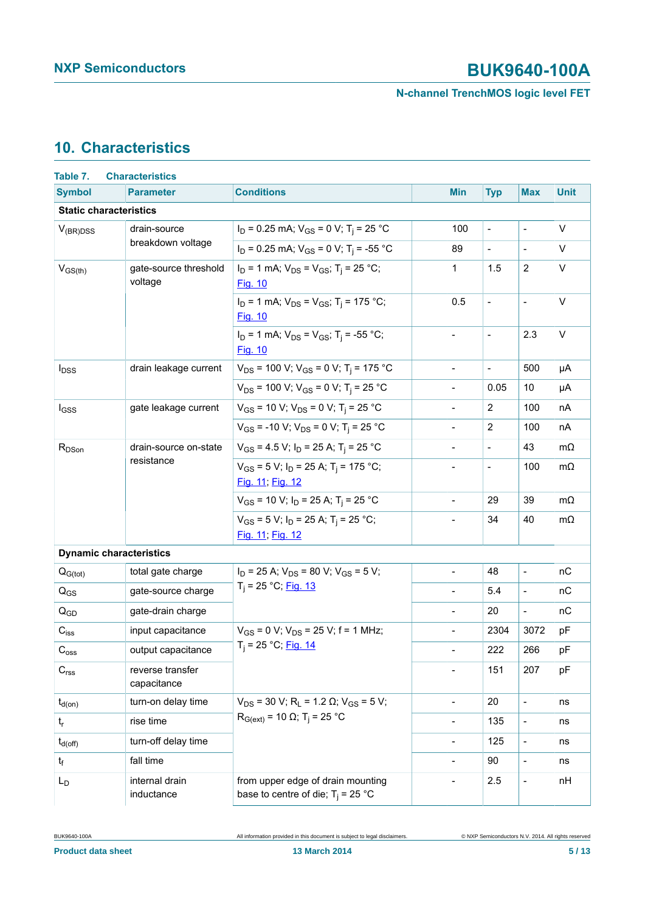## 10. Characteristics

**Table 7. Characteristics**

| Symbol | Parameter | Conditions | Min | Typ | Max | Unit |
|---|---|---|---|---|---|---|
| **Static characteristics** | | | | | | |
| $V_{(BR)DSS}$ | drain-source breakdown voltage | $I_D$ = 0.25 mA; $V_{GS}$ = 0 V; $T_j$ = 25 °C | 100 | - | - | V |
| | | $I_D$ = 0.25 mA; $V_{GS}$ = 0 V; $T_j$ = -55 °C | 89 | - | - | V |
| $V_{GS(th)}$ | gate-source threshold voltage | $I_D$ = 1 mA; $V_{DS}$ = $V_{GS}$; $T_j$ = 25 °C; Fig. 10 | 1 | 1.5 | 2 | V |
| | | $I_D$ = 1 mA; $V_{DS}$ = $V_{GS}$; $T_j$ = 175 °C; Fig. 10 | 0.5 | - | - | V |
| | | $I_D$ = 1 mA; $V_{DS}$ = $V_{GS}$; $T_j$ = -55 °C; Fig. 10 | - | - | 2.3 | V |
| $I_{DSS}$ | drain leakage current | $V_{DS}$ = 100 V; $V_{GS}$ = 0 V; $T_j$ = 175 °C | - | - | 500 | µA |
| | | $V_{DS}$ = 100 V; $V_{GS}$ = 0 V; $T_j$ = 25 °C | - | 0.05 | 10 | µA |
| $I_{GSS}$ | gate leakage current | $V_{GS}$ = 10 V; $V_{DS}$ = 0 V; $T_j$ = 25 °C | - | 2 | 100 | nA |
| | | $V_{GS}$ = -10 V; $V_{DS}$ = 0 V; $T_j$ = 25 °C | - | 2 | 100 | nA |
| $R_{DSon}$ | drain-source on-state resistance | $V_{GS}$ = 4.5 V; $I_D$ = 25 A; $T_j$ = 25 °C | - | - | 43 | mΩ |
| | | $V_{GS}$ = 5 V; $I_D$ = 25 A; $T_j$ = 175 °C; Fig. 11; Fig. 12 | - | - | 100 | mΩ |
| | | $V_{GS}$ = 10 V; $I_D$ = 25 A; $T_j$ = 25 °C | - | 29 | 39 | mΩ |
| | | $V_{GS}$ = 5 V; $I_D$ = 25 A; $T_j$ = 25 °C; Fig. 11; Fig. 12 | - | 34 | 40 | mΩ |
| **Dynamic characteristics** | | | | | | |
| $Q_{G(tot)}$ | total gate charge | $I_D$ = 25 A; $V_{DS}$ = 80 V; $V_{GS}$ = 5 V; $T_j$ = 25 °C; Fig. 13 | - | 48 | - | nC |
| $Q_{GS}$ | gate-source charge | | - | 5.4 | - | nC |
| $Q_{GD}$ | gate-drain charge | | - | 20 | - | nC |
| $C_{iss}$ | input capacitance | $V_{GS}$ = 0 V; $V_{DS}$ = 25 V; f = 1 MHz; $T_j$ = 25 °C; Fig. 14 | - | 2304 | 3072 | pF |
| $C_{oss}$ | output capacitance | | - | 222 | 266 | pF |
| $C_{rss}$ | reverse transfer capacitance | | - | 151 | 207 | pF |
| $t_{d(on)}$ | turn-on delay time | $V_{DS}$ = 30 V; $R_L$ = 1.2 Ω; $V_{GS}$ = 5 V; $R_{G(ext)}$ = 10 Ω; $T_j$ = 25 °C | - | 20 | - | ns |
| $t_r$ | rise time | | - | 135 | - | ns |
| $t_{d(off)}$ | turn-off delay time | | - | 125 | - | ns |
| $t_f$ | fall time | | - | 90 | - | ns |
| $L_D$ | internal drain inductance | from upper edge of drain mounting base to centre of die; $T_j$ = 25 °C | - | 2.5 | - | nH |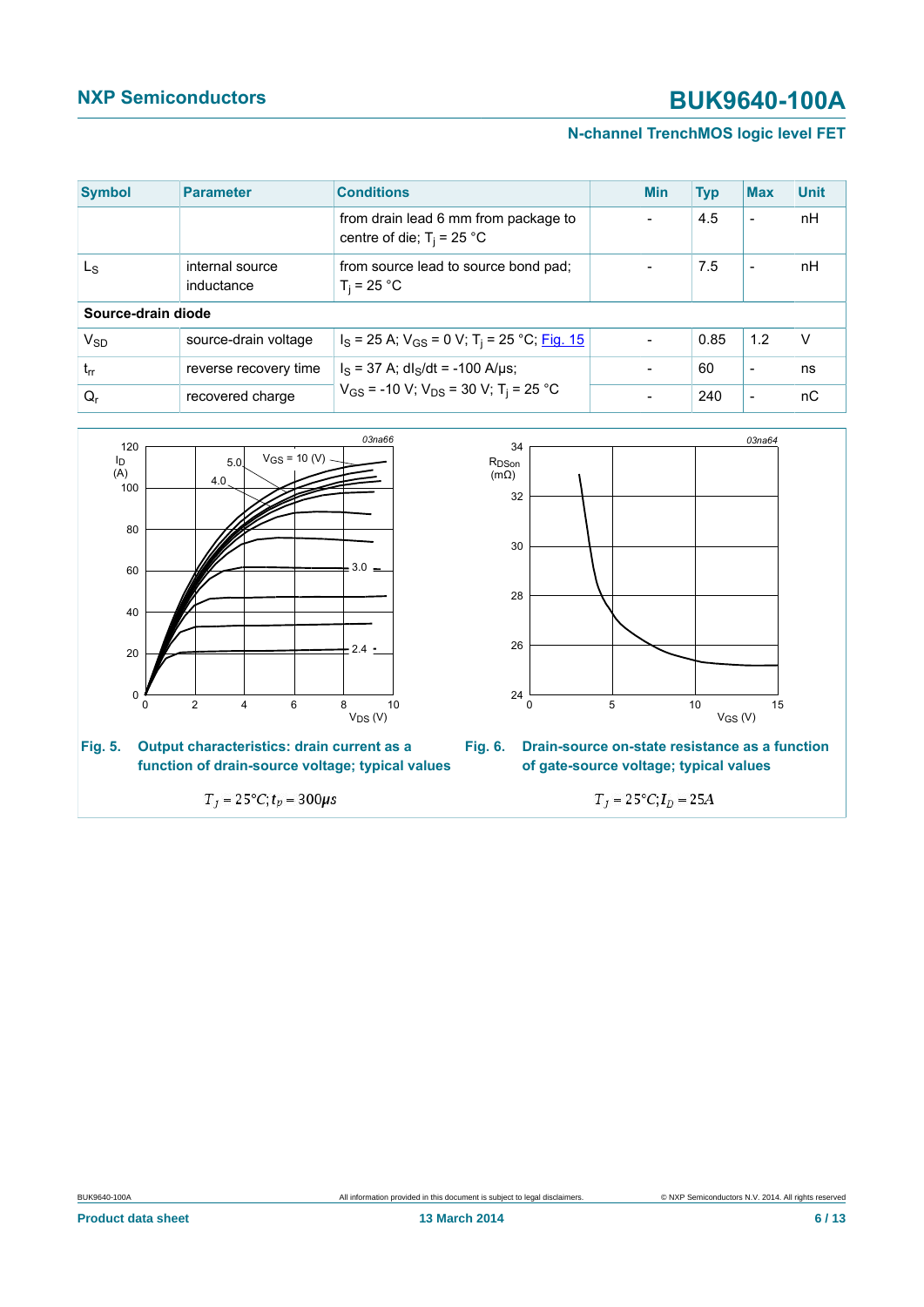| Symbol | Parameter | Conditions | Min | Typ | Max | Unit |
|---|---|---|---|---|---|---|
| | | from drain lead 6 mm from package to centre of die; $T_j$ = 25 °C | - | 4.5 | - | nH |
| $L_S$ | internal source inductance | from source lead to source bond pad; $T_j$ = 25 °C | - | 7.5 | - | nH |
| **Source-drain diode** | | | | | | |
| $V_{SD}$ | source-drain voltage | $I_S$ = 25 A; $V_{GS}$ = 0 V; $T_j$ = 25 °C; Fig. 15 | - | 0.85 | 1.2 | V |
| $t_{rr}$ | reverse recovery time | $I_S$ = 37 A; $dI_S/dt$ = -100 A/µs; $V_{GS}$ = -10 V; $V_{DS}$ = 30 V; $T_j$ = 25 °C | - | 60 | - | ns |
| $Q_r$ | recovered charge | | - | 240 | - | nC |

**Fig. 5. Output characteristics: drain current as a function of drain-source voltage; typical values**

$$T_j = 25°C; t_p = 300\mu s$$

**Fig. 6. Drain-source on-state resistance as a function of gate-source voltage; typical values**

$$T_j = 25°C; I_D = 25A$$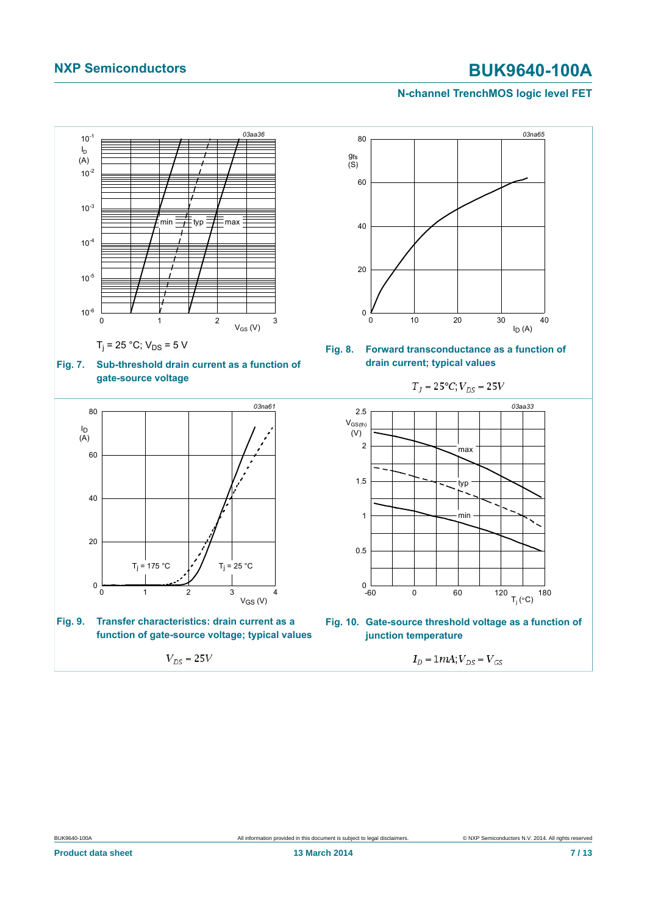$T_j = 25\ °C$; $V_{DS} = 5\ V$

**Fig. 7.** **Sub-threshold drain current as a function of gate-source voltage**

**Fig. 8.** **Forward transconductance as a function of drain current; typical values**

$T_J = 25°C; V_{DS} = 25V$

**Fig. 9.** **Transfer characteristics: drain current as a function of gate-source voltage; typical values**

$V_{DS} = 25V$

**Fig. 10.** **Gate-source threshold voltage as a function of junction temperature**

$I_D = 1mA; V_{DS} = V_{GS}$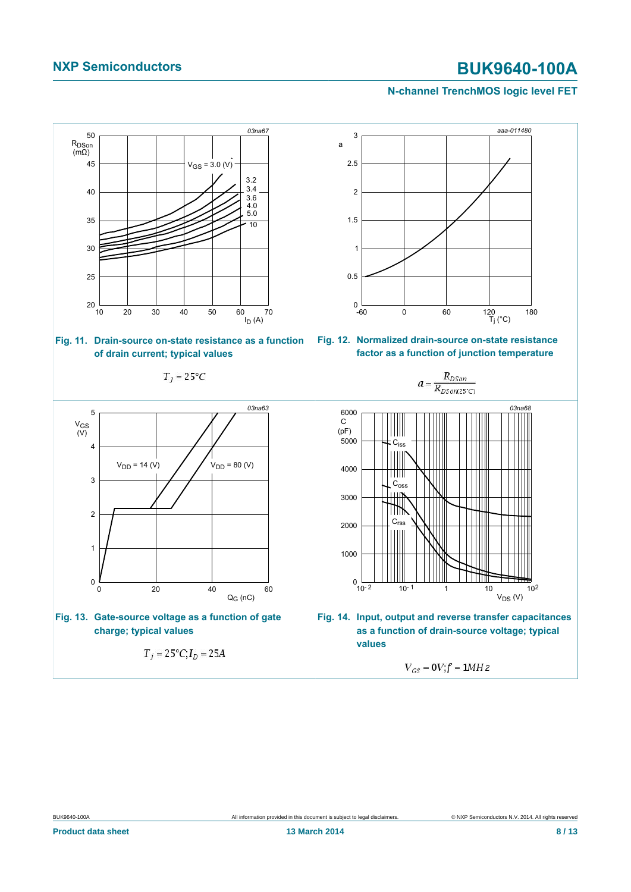Fig. 11. Drain-source on-state resistance as a function of drain current; typical values

$T_j = 25°C$

Fig. 12. Normalized drain-source on-state resistance factor as a function of junction temperature

$$a = \frac{R_{DSon}}{R_{DSon(25°C)}}$$

Fig. 13. Gate-source voltage as a function of gate charge; typical values

$T_j = 25°C; I_D = 25A$

Fig. 14. Input, output and reverse transfer capacitances as a function of drain-source voltage; typical values

$V_{GS} = 0V; f = 1MHz$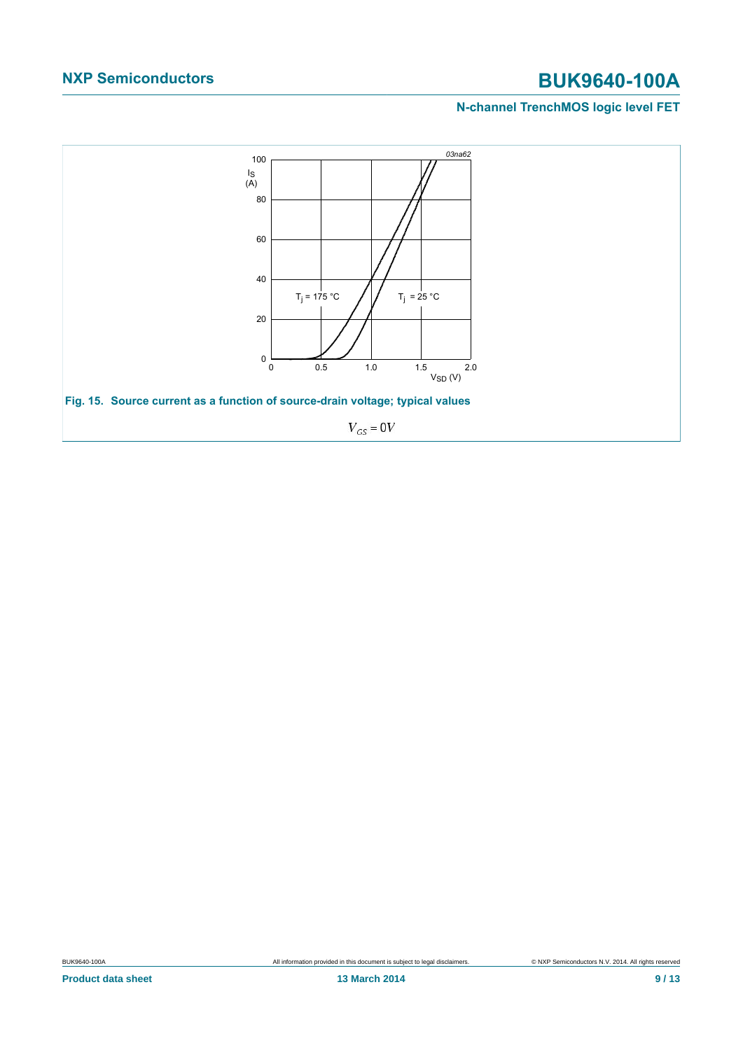**Fig. 15. Source current as a function of source-drain voltage; typical values**

$V_{GS} = 0V$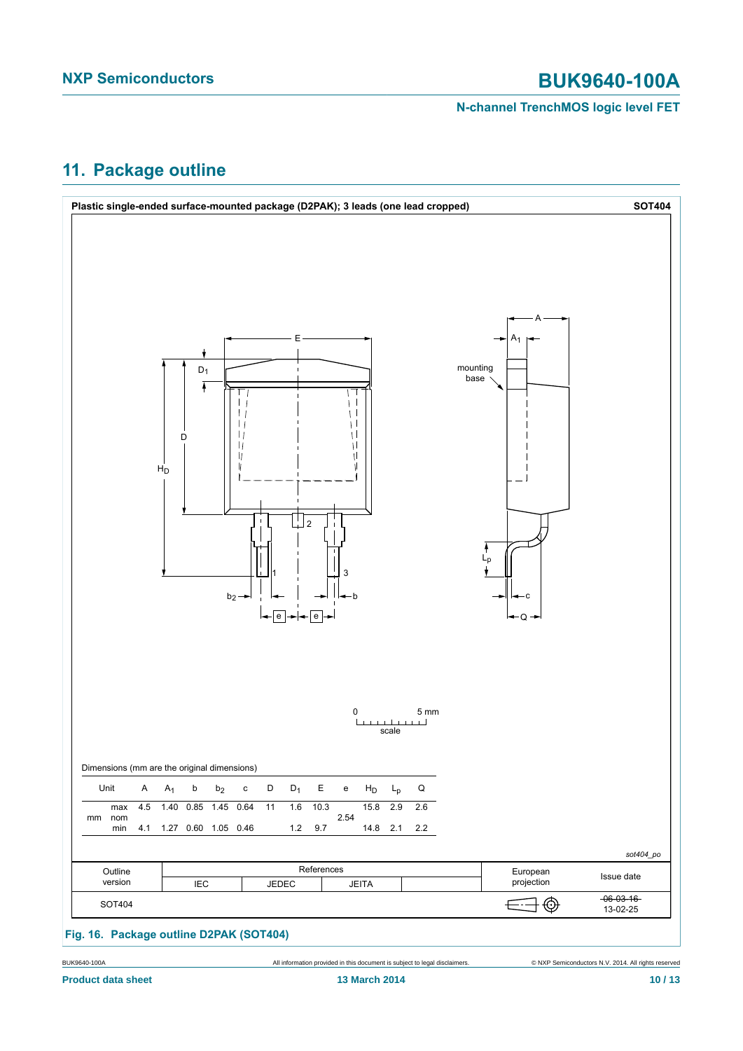## 11. Package outline

**Plastic single-ended surface-mounted package (D2PAK); 3 leads (one lead cropped)** **SOT404**

Dimensions (mm are the original dimensions)

| Unit | | A | $A_1$ | b | $b_2$ | c | D | $D_1$ | E | e | $H_D$ | $L_p$ | Q |
|---|---|---|---|---|---|---|---|---|---|---|---|---|---|
| mm | max | 4.5 | 1.40 | 0.85 | 1.45 | 0.64 | 11 | 1.6 | 10.3 | | 15.8 | 2.9 | 2.6 |
| | nom | | | | | | | | | 2.54 | | | |
| | min | 4.1 | 1.27 | 0.60 | 1.05 | 0.46 | | 1.2 | 9.7 | | 14.8 | 2.1 | 2.2 |

*sot404_po*

| Outline version | References | | | | European projection | Issue date |
|---|---|---|---|---|---|---|
| | IEC | JEDEC | JEITA | | | |
| SOT404 | | | | | | ~~06-03-16~~ 13-02-25 |

**Fig. 16. Package outline D2PAK (SOT404)**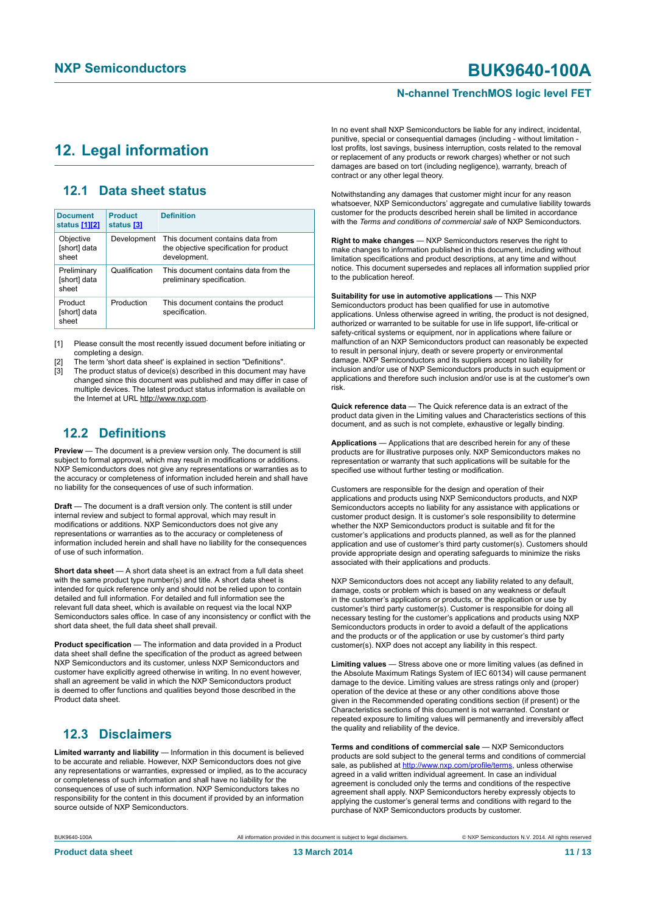# 12. Legal information

## 12.1 Data sheet status

| Document status [1][2] | Product status [3] | Definition |
|---|---|---|
| Objective [short] data sheet | Development | This document contains data from the objective specification for product development. |
| Preliminary [short] data sheet | Qualification | This document contains data from the preliminary specification. |
| Product [short] data sheet | Production | This document contains the product specification. |

[1] Please consult the most recently issued document before initiating or completing a design.
[2] The term 'short data sheet' is explained in section "Definitions".
[3] The product status of device(s) described in this document may have changed since this document was published and may differ in case of multiple devices. The latest product status information is available on the Internet at URL http://www.nxp.com.

## 12.2 Definitions

**Preview** — The document is a preview version only. The document is still subject to formal approval, which may result in modifications or additions. NXP Semiconductors does not give any representations or warranties as to the accuracy or completeness of information included herein and shall have no liability for the consequences of use of such information.

**Draft** — The document is a draft version only. The content is still under internal review and subject to formal approval, which may result in modifications or additions. NXP Semiconductors does not give any representations or warranties as to the accuracy or completeness of information included herein and shall have no liability for the consequences of use of such information.

**Short data sheet** — A short data sheet is an extract from a full data sheet with the same product type number(s) and title. A short data sheet is intended for quick reference only and should not be relied upon to contain detailed and full information. For detailed and full information see the relevant full data sheet, which is available on request via the local NXP Semiconductors sales office. In case of any inconsistency or conflict with the short data sheet, the full data sheet shall prevail.

**Product specification** — The information and data provided in a Product data sheet shall define the specification of the product as agreed between NXP Semiconductors and its customer, unless NXP Semiconductors and customer have explicitly agreed otherwise in writing. In no event however, shall an agreement be valid in which the NXP Semiconductors product is deemed to offer functions and qualities beyond those described in the Product data sheet.

## 12.3 Disclaimers

**Limited warranty and liability** — Information in this document is believed to be accurate and reliable. However, NXP Semiconductors does not give any representations or warranties, expressed or implied, as to the accuracy or completeness of such information and shall have no liability for the consequences of use of such information. NXP Semiconductors takes no responsibility for the content in this document if provided by an information source outside of NXP Semiconductors.

In no event shall NXP Semiconductors be liable for any indirect, incidental, punitive, special or consequential damages (including - without limitation - lost profits, lost savings, business interruption, costs related to the removal or replacement of any products or rework charges) whether or not such damages are based on tort (including negligence), warranty, breach of contract or any other legal theory.

Notwithstanding any damages that customer might incur for any reason whatsoever, NXP Semiconductors' aggregate and cumulative liability towards customer for the products described herein shall be limited in accordance with the *Terms and conditions of commercial sale* of NXP Semiconductors.

**Right to make changes** — NXP Semiconductors reserves the right to make changes to information published in this document, including without limitation specifications and product descriptions, at any time and without notice. This document supersedes and replaces all information supplied prior to the publication hereof.

**Suitability for use in automotive applications** — This NXP Semiconductors product has been qualified for use in automotive applications. Unless otherwise agreed in writing, the product is not designed, authorized or warranted to be suitable for use in life support, life-critical or safety-critical systems or equipment, nor in applications where failure or malfunction of an NXP Semiconductors product can reasonably be expected to result in personal injury, death or severe property or environmental damage. NXP Semiconductors and its suppliers accept no liability for inclusion and/or use of NXP Semiconductors products in such equipment or applications and therefore such inclusion and/or use is at the customer's own risk.

**Quick reference data** — The Quick reference data is an extract of the product data given in the Limiting values and Characteristics sections of this document, and as such is not complete, exhaustive or legally binding.

**Applications** — Applications that are described herein for any of these products are for illustrative purposes only. NXP Semiconductors makes no representation or warranty that such applications will be suitable for the specified use without further testing or modification.

Customers are responsible for the design and operation of their applications and products using NXP Semiconductors products, and NXP Semiconductors accepts no liability for any assistance with applications or customer product design. It is customer's sole responsibility to determine whether the NXP Semiconductors product is suitable and fit for the customer's applications and products planned, as well as for the planned application and use of customer's third party customer(s). Customers should provide appropriate design and operating safeguards to minimize the risks associated with their applications and products.

NXP Semiconductors does not accept any liability related to any default, damage, costs or problem which is based on any weakness or default in the customer's applications or products, or the application or use by customer's third party customer(s). Customer is responsible for doing all necessary testing for the customer's applications and products using NXP Semiconductors products in order to avoid a default of the applications and the products or of the application or use by customer's third party customer(s). NXP does not accept any liability in this respect.

**Limiting values** — Stress above one or more limiting values (as defined in the Absolute Maximum Ratings System of IEC 60134) will cause permanent damage to the device. Limiting values are stress ratings only and (proper) operation of the device at these or any other conditions above those given in the Recommended operating conditions section (if present) or the Characteristics sections of this document is not warranted. Constant or repeated exposure to limiting values will permanently and irreversibly affect the quality and reliability of the device.

**Terms and conditions of commercial sale** — NXP Semiconductors products are sold subject to the general terms and conditions of commercial sale, as published at http://www.nxp.com/profile/terms, unless otherwise agreed in a valid written individual agreement. In case an individual agreement is concluded only the terms and conditions of the respective agreement shall apply. NXP Semiconductors hereby expressly objects to applying the customer's general terms and conditions with regard to the purchase of NXP Semiconductors products by customer.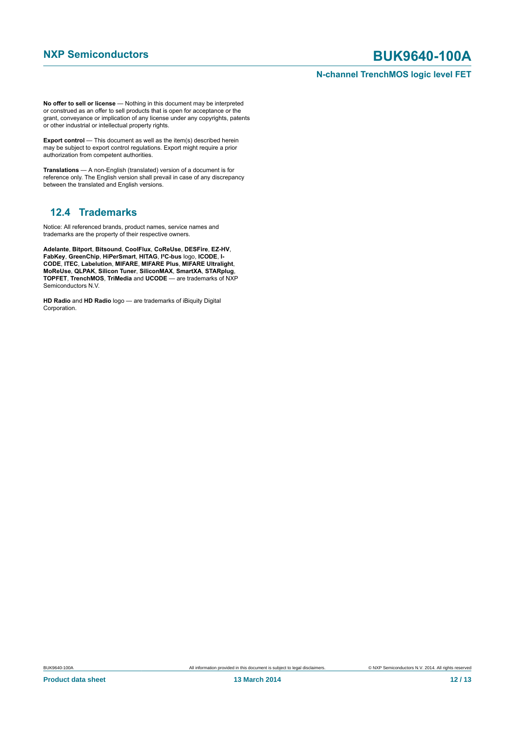**No offer to sell or license** — Nothing in this document may be interpreted or construed as an offer to sell products that is open for acceptance or the grant, conveyance or implication of any license under any copyrights, patents or other industrial or intellectual property rights.

**Export control** — This document as well as the item(s) described herein may be subject to export control regulations. Export might require a prior authorization from competent authorities.

**Translations** — A non-English (translated) version of a document is for reference only. The English version shall prevail in case of any discrepancy between the translated and English versions.

## 12.4 Trademarks

Notice: All referenced brands, product names, service names and trademarks are the property of their respective owners.

**Adelante**, **Bitport**, **Bitsound**, **CoolFlux**, **CoReUse**, **DESFire**, **EZ-HV**, **FabKey**, **GreenChip**, **HiPerSmart**, **HITAG**, **I²C-bus** logo, **ICODE**, **I-CODE**, **ITEC**, **Labelution**, **MIFARE**, **MIFARE Plus**, **MIFARE Ultralight**, **MoReUse**, **QLPAK**, **Silicon Tuner**, **SiliconMAX**, **SmartXA**, **STARplug**, **TOPFET**, **TrenchMOS**, **TriMedia** and **UCODE** — are trademarks of NXP Semiconductors N.V.

**HD Radio** and **HD Radio** logo — are trademarks of iBiquity Digital Corporation.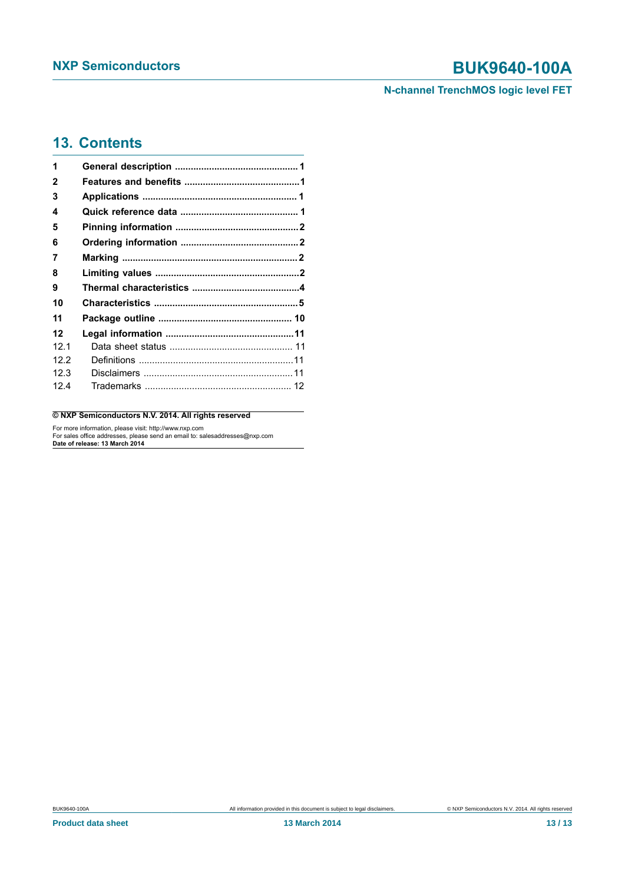## 13. Contents

| | | |
|---|---|---|
| **1** | **General description** | **1** |
| **2** | **Features and benefits** | **1** |
| **3** | **Applications** | **1** |
| **4** | **Quick reference data** | **1** |
| **5** | **Pinning information** | **2** |
| **6** | **Ordering information** | **2** |
| **7** | **Marking** | **2** |
| **8** | **Limiting values** | **2** |
| **9** | **Thermal characteristics** | **4** |
| **10** | **Characteristics** | **5** |
| **11** | **Package outline** | **10** |
| **12** | **Legal information** | **11** |
| 12.1 | Data sheet status | 11 |
| 12.2 | Definitions | 11 |
| 12.3 | Disclaimers | 11 |
| 12.4 | Trademarks | 12 |

**© NXP Semiconductors N.V. 2014. All rights reserved**

For more information, please visit: http://www.nxp.com
For sales office addresses, please send an email to: salesaddresses@nxp.com
**Date of release: 13 March 2014**